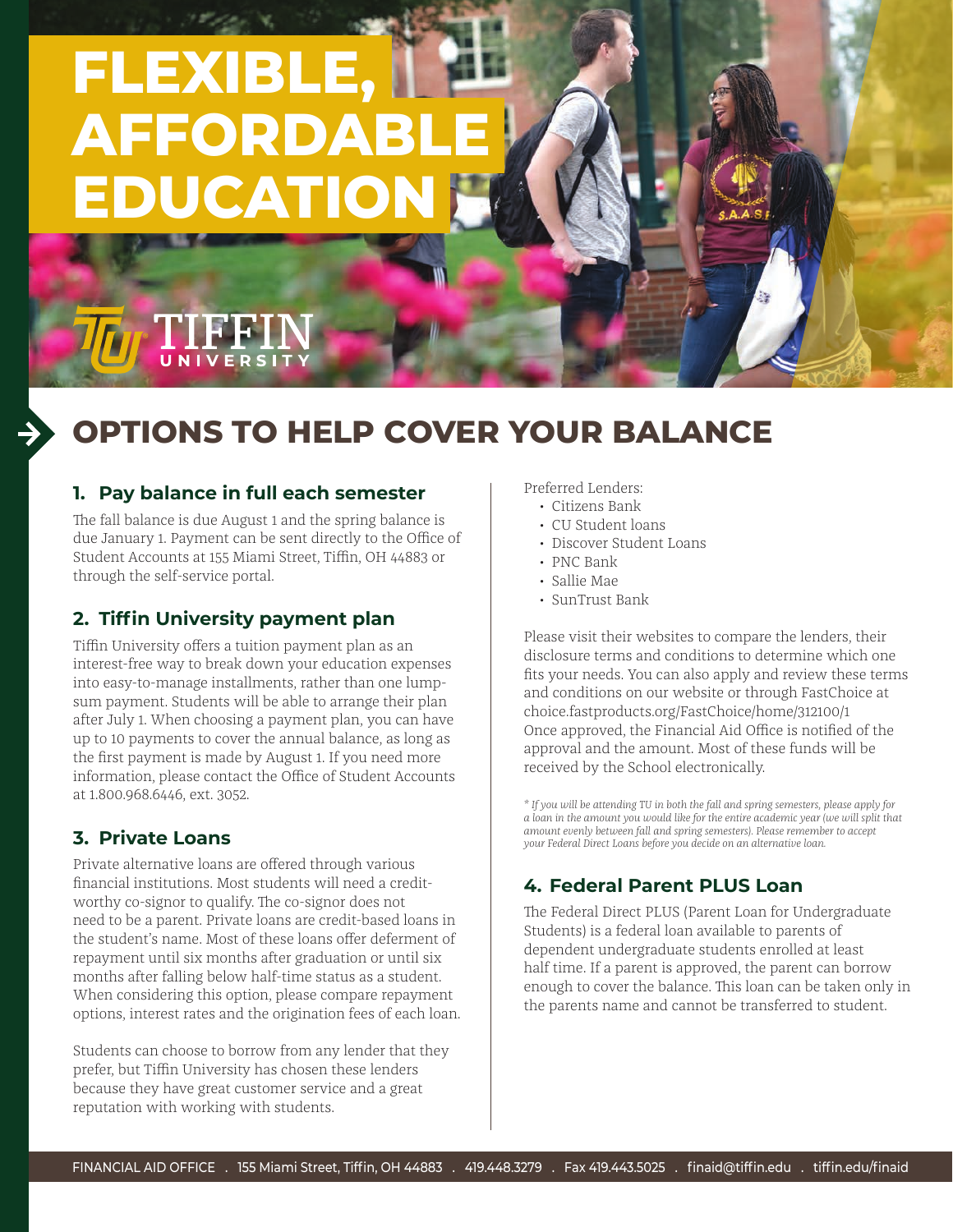# FLEXIBLE, AFFORDABLE EDUCATION

TIFFIN UNIVERSITY

## OPTIONS TO HELP COVER YOUR BALANCE

### 1. Pay balance in full each semester

The fall balance is due August 1 and the spring balance is due January 1. Payment can be sent directly to the Office of Student Accounts at 155 Miami Street, Tiffin, OH 44883 or through the self-service portal.

### 2. Tiffin University payment plan

Tiffin University offers a tuition payment plan as an interest-free way to break down your education expenses into easy-to-manage installments, rather than one lump-sum payment. Students will be able to arrange their plan after July 1. When choosing a payment plan, you can have up to 10 payments to cover the annual balance, as long as the first payment is made by August 1. If you need more information, please contact the Office of Student Accounts at 1.800.968.6446, ext. 3052.

### 3. Private Loans

Private alternative loans are offered through various financial institutions. Most students will need a credit-worthy co-signor to qualify. The co-signor does not need to be a parent. Private loans are credit-based loans in the student's name. Most of these loans offer deferment of repayment until six months after graduation or until six months after falling below half-time status as a student. When considering this option, please compare repayment options, interest rates and the origination fees of each loan.

Students can choose to borrow from any lender that they prefer, but Tiffin University has chosen these lenders because they have great customer service and a great reputation with working with students.

Preferred Lenders:

- Citizens Bank
- CU Student loans
- Discover Student Loans
- PNC Bank
- Sallie Mae
- SunTrust Bank

Please visit their websites to compare the lenders, their disclosure terms and conditions to determine which one fits your needs. You can also apply and review these terms and conditions on our website or through FastChoice at choice.fastproducts.org/FastChoice/home/312100/1
Once approved, the Financial Aid Office is notified of the approval and the amount. Most of these funds will be received by the School electronically.

*\* If you will be attending TU in both the fall and spring semesters, please apply for a loan in the amount you would like for the entire academic year (we will split that amount evenly between fall and spring semesters). Please remember to accept your Federal Direct Loans before you decide on an alternative loan.*

### 4. Federal Parent PLUS Loan

The Federal Direct PLUS (Parent Loan for Undergraduate Students) is a federal loan available to parents of dependent undergraduate students enrolled at least half time. If a parent is approved, the parent can borrow enough to cover the balance. This loan can be taken only in the parents name and cannot be transferred to student.

FINANCIAL AID OFFICE . 155 Miami Street, Tiffin, OH 44883 . 419.448.3279 . Fax 419.443.5025 . finaid@tiffin.edu . tiffin.edu/finaid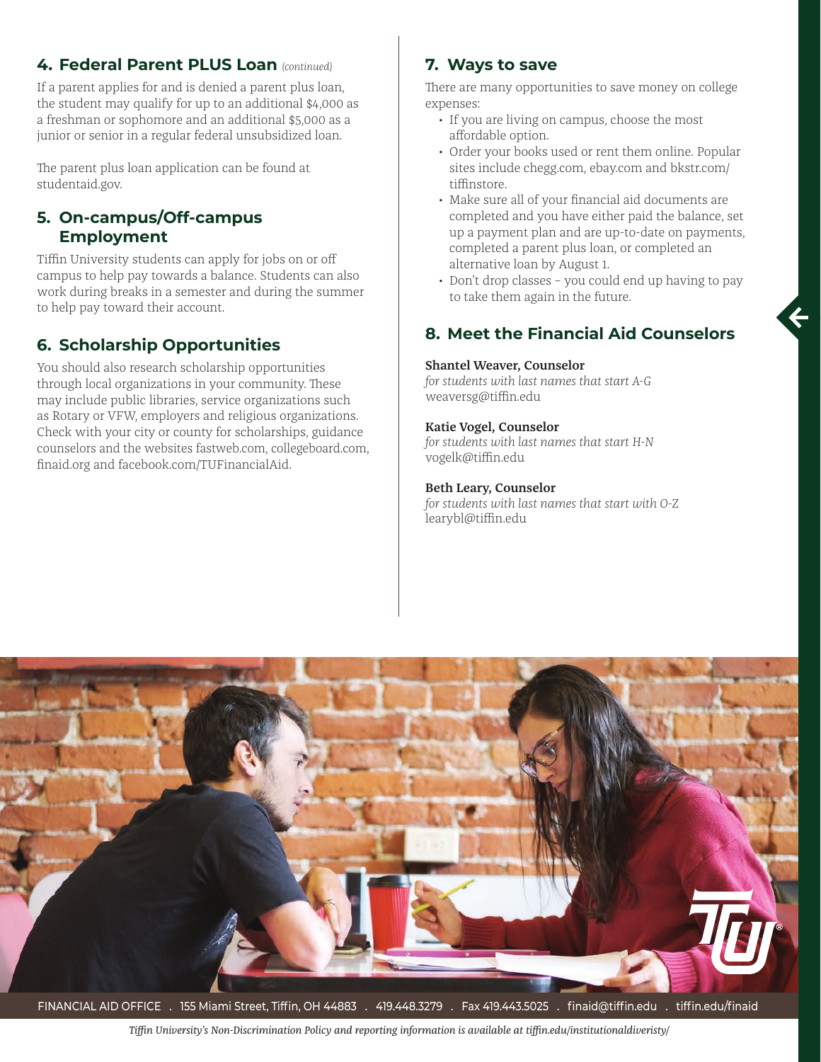## 4. Federal Parent PLUS Loan *(continued)*

If a parent applies for and is denied a parent plus loan, the student may qualify for up to an additional $4,000 as a freshman or sophomore and an additional $5,000 as a junior or senior in a regular federal unsubsidized loan.

The parent plus loan application can be found at studentaid.gov.

## 5. On-campus/Off-campus Employment

Tiffin University students can apply for jobs on or off campus to help pay towards a balance. Students can also work during breaks in a semester and during the summer to help pay toward their account.

## 6. Scholarship Opportunities

You should also research scholarship opportunities through local organizations in your community. These may include public libraries, service organizations such as Rotary or VFW, employers and religious organizations. Check with your city or county for scholarships, guidance counselors and the websites fastweb.com, collegeboard.com, finaid.org and facebook.com/TUFinancialAid.

## 7. Ways to save

There are many opportunities to save money on college expenses:

- If you are living on campus, choose the most affordable option.
- Order your books used or rent them online. Popular sites include chegg.com, ebay.com and bkstr.com/tiffinstore.
- Make sure all of your financial aid documents are completed and you have either paid the balance, set up a payment plan and are up-to-date on payments, completed a parent plus loan, or completed an alternative loan by August 1.
- Don't drop classes – you could end up having to pay to take them again in the future.

## 8. Meet the Financial Aid Counselors

**Shantel Weaver, Counselor**
*for students with last names that start A-G*
weaversg@tiffin.edu

**Katie Vogel, Counselor**
*for students with last names that start H-N*
vogelk@tiffin.edu

**Beth Leary, Counselor**
*for students with last names that start with O-Z*
learybl@tiffin.edu

FINANCIAL AID OFFICE . 155 Miami Street, Tiffin, OH 44883 . 419.448.3279 . Fax 419.443.5025 . finaid@tiffin.edu . tiffin.edu/finaid

*Tiffin University's Non-Discrimination Policy and reporting information is available at tiffin.edu/institutionaldiveristy/*